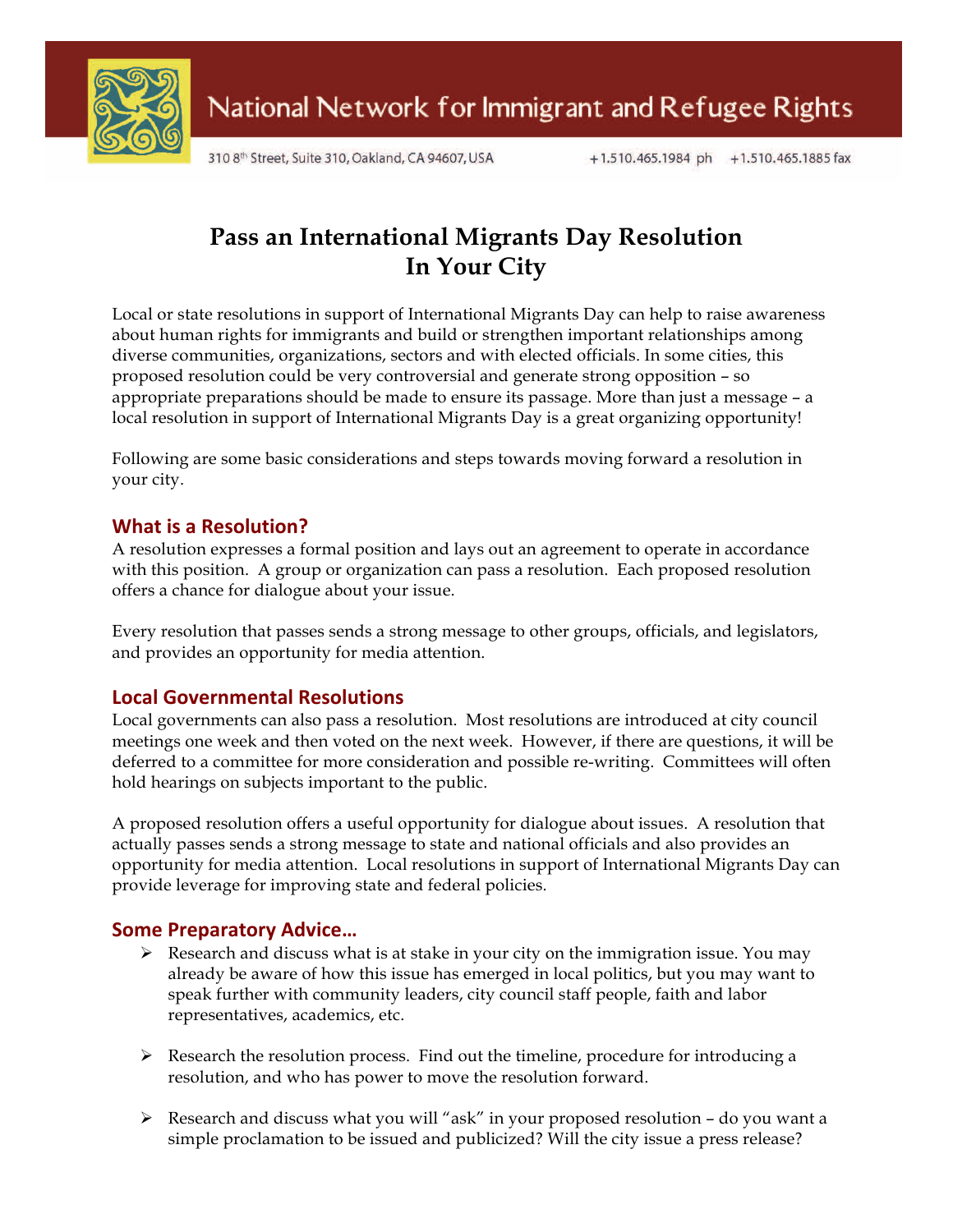National Network for Immigrant and Refugee Rights

310 8th Street, Suite 310, Oakland, CA 94607, USA    +1.510.465.1984 ph    +1.510.465.1885 fax

# Pass an International Migrants Day Resolution In Your City

Local or state resolutions in support of International Migrants Day can help to raise awareness about human rights for immigrants and build or strengthen important relationships among diverse communities, organizations, sectors and with elected officials. In some cities, this proposed resolution could be very controversial and generate strong opposition – so appropriate preparations should be made to ensure its passage. More than just a message – a local resolution in support of International Migrants Day is a great organizing opportunity!

Following are some basic considerations and steps towards moving forward a resolution in your city.

## What is a Resolution?

A resolution expresses a formal position and lays out an agreement to operate in accordance with this position. A group or organization can pass a resolution. Each proposed resolution offers a chance for dialogue about your issue.

Every resolution that passes sends a strong message to other groups, officials, and legislators, and provides an opportunity for media attention.

## Local Governmental Resolutions

Local governments can also pass a resolution. Most resolutions are introduced at city council meetings one week and then voted on the next week. However, if there are questions, it will be deferred to a committee for more consideration and possible re-writing. Committees will often hold hearings on subjects important to the public.

A proposed resolution offers a useful opportunity for dialogue about issues. A resolution that actually passes sends a strong message to state and national officials and also provides an opportunity for media attention. Local resolutions in support of International Migrants Day can provide leverage for improving state and federal policies.

## Some Preparatory Advice…

- Research and discuss what is at stake in your city on the immigration issue. You may already be aware of how this issue has emerged in local politics, but you may want to speak further with community leaders, city council staff people, faith and labor representatives, academics, etc.

- Research the resolution process. Find out the timeline, procedure for introducing a resolution, and who has power to move the resolution forward.

- Research and discuss what you will "ask" in your proposed resolution – do you want a simple proclamation to be issued and publicized? Will the city issue a press release?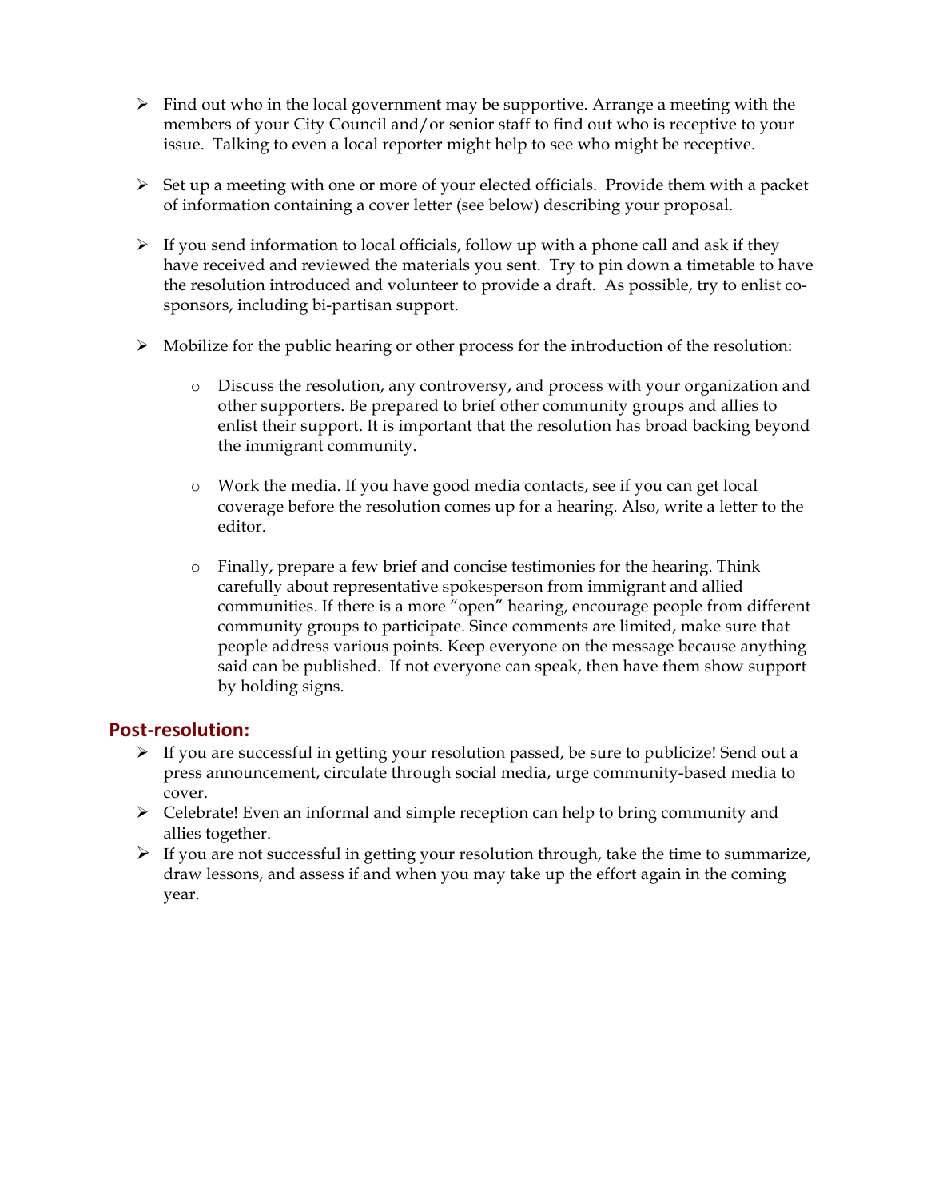- Find out who in the local government may be supportive. Arrange a meeting with the members of your City Council and/or senior staff to find out who is receptive to your issue. Talking to even a local reporter might help to see who might be receptive.

- Set up a meeting with one or more of your elected officials. Provide them with a packet of information containing a cover letter (see below) describing your proposal.

- If you send information to local officials, follow up with a phone call and ask if they have received and reviewed the materials you sent. Try to pin down a timetable to have the resolution introduced and volunteer to provide a draft. As possible, try to enlist co-sponsors, including bi-partisan support.

- Mobilize for the public hearing or other process for the introduction of the resolution:

    - Discuss the resolution, any controversy, and process with your organization and other supporters. Be prepared to brief other community groups and allies to enlist their support. It is important that the resolution has broad backing beyond the immigrant community.

    - Work the media. If you have good media contacts, see if you can get local coverage before the resolution comes up for a hearing. Also, write a letter to the editor.

    - Finally, prepare a few brief and concise testimonies for the hearing. Think carefully about representative spokesperson from immigrant and allied communities. If there is a more "open" hearing, encourage people from different community groups to participate. Since comments are limited, make sure that people address various points. Keep everyone on the message because anything said can be published. If not everyone can speak, then have them show support by holding signs.

## Post-resolution:

- If you are successful in getting your resolution passed, be sure to publicize! Send out a press announcement, circulate through social media, urge community-based media to cover.
- Celebrate! Even an informal and simple reception can help to bring community and allies together.
- If you are not successful in getting your resolution through, take the time to summarize, draw lessons, and assess if and when you may take up the effort again in the coming year.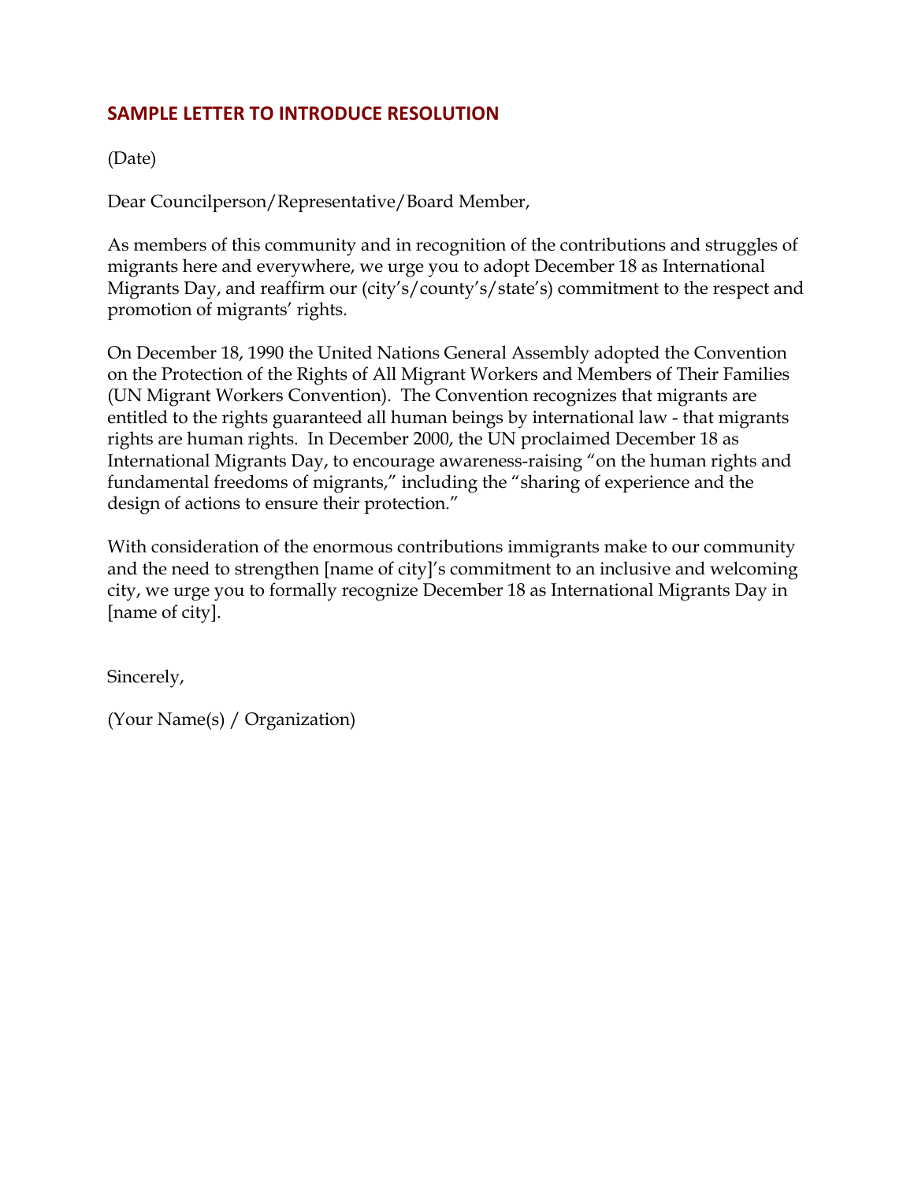## SAMPLE LETTER TO INTRODUCE RESOLUTION

(Date)

Dear Councilperson/Representative/Board Member,

As members of this community and in recognition of the contributions and struggles of migrants here and everywhere, we urge you to adopt December 18 as International Migrants Day, and reaffirm our (city's/county's/state's) commitment to the respect and promotion of migrants' rights.

On December 18, 1990 the United Nations General Assembly adopted the Convention on the Protection of the Rights of All Migrant Workers and Members of Their Families (UN Migrant Workers Convention). The Convention recognizes that migrants are entitled to the rights guaranteed all human beings by international law - that migrants rights are human rights. In December 2000, the UN proclaimed December 18 as International Migrants Day, to encourage awareness-raising "on the human rights and fundamental freedoms of migrants," including the "sharing of experience and the design of actions to ensure their protection."

With consideration of the enormous contributions immigrants make to our community and the need to strengthen [name of city]'s commitment to an inclusive and welcoming city, we urge you to formally recognize December 18 as International Migrants Day in [name of city].

Sincerely,

(Your Name(s) / Organization)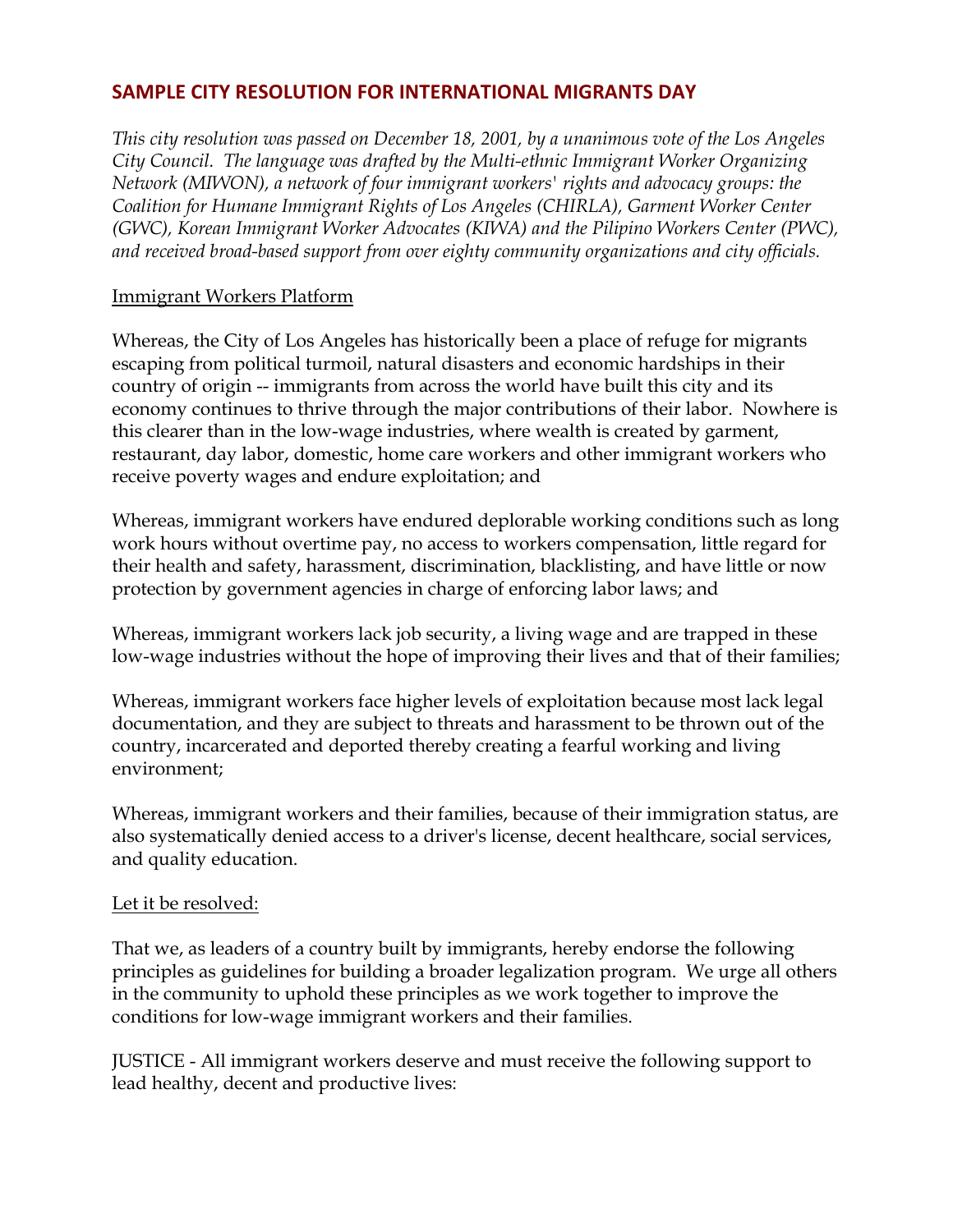## SAMPLE CITY RESOLUTION FOR INTERNATIONAL MIGRANTS DAY

*This city resolution was passed on December 18, 2001, by a unanimous vote of the Los Angeles City Council. The language was drafted by the Multi-ethnic Immigrant Worker Organizing Network (MIWON), a network of four immigrant workers' rights and advocacy groups: the Coalition for Humane Immigrant Rights of Los Angeles (CHIRLA), Garment Worker Center (GWC), Korean Immigrant Worker Advocates (KIWA) and the Pilipino Workers Center (PWC), and received broad-based support from over eighty community organizations and city officials.*

<u>Immigrant Workers Platform</u>

Whereas, the City of Los Angeles has historically been a place of refuge for migrants escaping from political turmoil, natural disasters and economic hardships in their country of origin -- immigrants from across the world have built this city and its economy continues to thrive through the major contributions of their labor. Nowhere is this clearer than in the low-wage industries, where wealth is created by garment, restaurant, day labor, domestic, home care workers and other immigrant workers who receive poverty wages and endure exploitation; and

Whereas, immigrant workers have endured deplorable working conditions such as long work hours without overtime pay, no access to workers compensation, little regard for their health and safety, harassment, discrimination, blacklisting, and have little or now protection by government agencies in charge of enforcing labor laws; and

Whereas, immigrant workers lack job security, a living wage and are trapped in these low-wage industries without the hope of improving their lives and that of their families;

Whereas, immigrant workers face higher levels of exploitation because most lack legal documentation, and they are subject to threats and harassment to be thrown out of the country, incarcerated and deported thereby creating a fearful working and living environment;

Whereas, immigrant workers and their families, because of their immigration status, are also systematically denied access to a driver's license, decent healthcare, social services, and quality education.

<u>Let it be resolved:</u>

That we, as leaders of a country built by immigrants, hereby endorse the following principles as guidelines for building a broader legalization program. We urge all others in the community to uphold these principles as we work together to improve the conditions for low-wage immigrant workers and their families.

JUSTICE - All immigrant workers deserve and must receive the following support to lead healthy, decent and productive lives: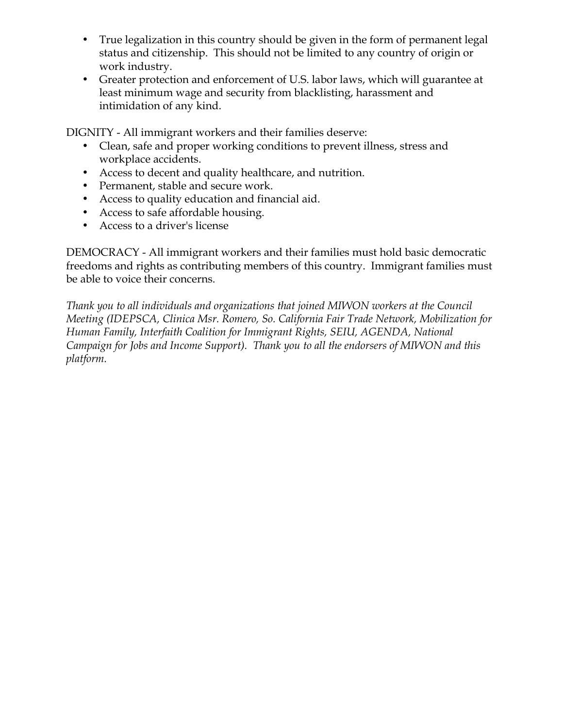- True legalization in this country should be given in the form of permanent legal status and citizenship. This should not be limited to any country of origin or work industry.
- Greater protection and enforcement of U.S. labor laws, which will guarantee at least minimum wage and security from blacklisting, harassment and intimidation of any kind.

DIGNITY - All immigrant workers and their families deserve:

- Clean, safe and proper working conditions to prevent illness, stress and workplace accidents.
- Access to decent and quality healthcare, and nutrition.
- Permanent, stable and secure work.
- Access to quality education and financial aid.
- Access to safe affordable housing.
- Access to a driver's license

DEMOCRACY - All immigrant workers and their families must hold basic democratic freedoms and rights as contributing members of this country. Immigrant families must be able to voice their concerns.

*Thank you to all individuals and organizations that joined MIWON workers at the Council Meeting (IDEPSCA, Clinica Msr. Romero, So. California Fair Trade Network, Mobilization for Human Family, Interfaith Coalition for Immigrant Rights, SEIU, AGENDA, National Campaign for Jobs and Income Support). Thank you to all the endorsers of MIWON and this platform.*